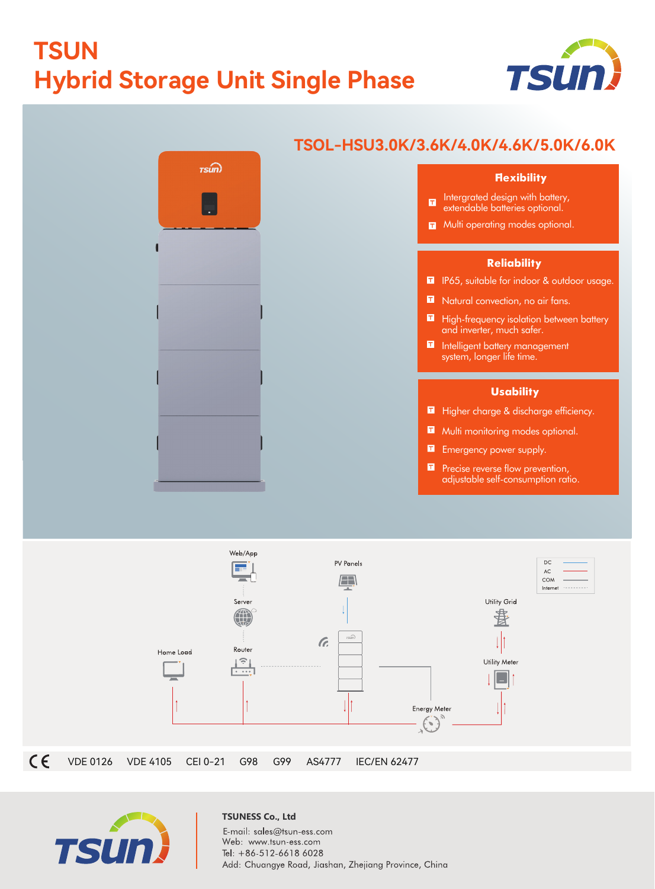# TSUN
# Hybrid Storage Unit Single Phase

## TSOL-HSU3.0K/3.6K/4.0K/4.6K/5.0K/6.0K

### Flexibility

- Intergrated design with battery, extendable batteries optional.
- Multi operating modes optional.

### Reliability

- IP65, suitable for indoor & outdoor usage.
- Natural convection, no air fans.
- High-frequency isolation between battery and inverter, much safer.
- Intelligent battery management system, longer life time.

### Usability

- Higher charge & discharge efficiency.
- Multi monitoring modes optional.
- Emergency power supply.
- Precise reverse flow prevention, adjustable self-consumption ratio.

Web/App

Server

Router

Home Load

PV Panels

Utility Grid

Utility Meter

Energy Meter

DC
AC
COM
Internet

CE VDE 0126 VDE 4105 CEI 0-21 G98 G99 AS4777 IEC/EN 62477

**TSUNESS Co., Ltd**

E-mail: sales@tsun-ess.com
Web: www.tsun-ess.com
Tel: +86-512-6618 6028
Add: Chuangye Road, Jiashan, Zhejiang Province, China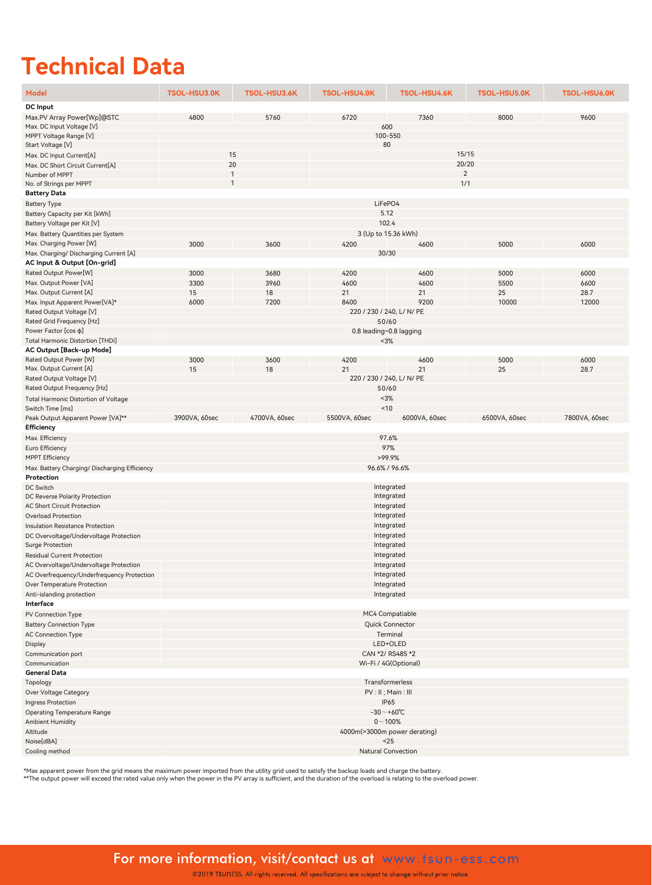# Technical Data

| Model | TSOL-HSU3.0K | TSOL-HSU3.6K | TSOL-HSU4.0K | TSOL-HSU4.6K | TSOL-HSU5.0K | TSOL-HSU6.0K |
|---|---|---|---|---|---|---|
| **DC Input** | | | | | | |
| Max.PV Array Power[Wp]@STC | 4800 | 5760 | 6720 | 7360 | 8000 | 9600 |
| Max. DC Input Voltage [V] | 600 | | | | | |
| MPPT Voltage Range [V] | 100~550 | | | | | |
| Start Voltage [V] | 80 | | | | | |
| Max. DC Input Current[A] | 15 | | 15/15 | | | |
| Max. DC Short Circuit Current[A] | 20 | | 20/20 | | | |
| Number of MPPT | 1 | | 2 | | | |
| No. of Strings per MPPT | 1 | | 1/1 | | | |
| **Battery Data** | | | | | | |
| Battery Type | LiFePO4 | | | | | |
| Battery Capacity per Kit [kWh] | 5.12 | | | | | |
| Battery Voltage per Kit [V] | 102.4 | | | | | |
| Max. Battery Quantities per System | 3 (Up to 15.36 kWh) | | | | | |
| Max. Charging Power [W] | 3000 | 3600 | 4200 | 4600 | 5000 | 6000 |
| Max. Charging/ Discharging Current [A] | 30/30 | | | | | |
| **AC Input & Output [On-grid]** | | | | | | |
| Rated Output Power[W] | 3000 | 3680 | 4200 | 4600 | 5000 | 6000 |
| Max. Output Power [VA] | 3300 | 3960 | 4600 | 4600 | 5500 | 6600 |
| Max. Output Current [A] | 15 | 18 | 21 | 21 | 25 | 28.7 |
| Max. Input Apparent Power[VA]* | 6000 | 7200 | 8400 | 9200 | 10000 | 12000 |
| Rated Output Voltage [V] | 220 / 230 / 240, L/ N/ PE | | | | | |
| Rated Grid Frequency [Hz] | 50/60 | | | | | |
| Power Factor [cos ϕ] | 0.8 leading~0.8 lagging | | | | | |
| Total Harmonic Distortion [THDi] | <3% | | | | | |
| **AC Output [Back-up Mode]** | | | | | | |
| Rated Output Power [W] | 3000 | 3600 | 4200 | 4600 | 5000 | 6000 |
| Max. Output Current [A] | 15 | 18 | 21 | 21 | 25 | 28.7 |
| Rated Output Voltage [V] | 220 / 230 / 240, L/ N/ PE | | | | | |
| Rated Output Frequency [Hz] | 50/60 | | | | | |
| Total Harmonic Distortion of Voltage | <3% | | | | | |
| Switch Time [ms] | <10 | | | | | |
| Peak Output Apparent Power [VA]** | 3900VA, 60sec | 4700VA, 60sec | 5500VA, 60sec | 6000VA, 60sec | 6500VA, 60sec | 7800VA, 60sec |
| **Efficiency** | | | | | | |
| Max. Efficiency | 97.6% | | | | | |
| Euro Efficiency | 97% | | | | | |
| MPPT Efficiency | >99.9% | | | | | |
| Max. Battery Charging/ Discharging Efficiency | 96.6% / 96.6% | | | | | |
| **Protection** | | | | | | |
| DC Switch | Integrated | | | | | |
| DC Reverse Polarity Protection | Integrated | | | | | |
| AC Short Circuit Protection | Integrated | | | | | |
| Overload Protection | Integrated | | | | | |
| Insulation Resistance Protection | Integrated | | | | | |
| DC Overvoltage/Undervoltage Protection | Integrated | | | | | |
| Surge Protection | Integrated | | | | | |
| Residual Current Protection | Integrated | | | | | |
| AC Overvoltage/Undervoltage Protection | Integrated | | | | | |
| AC Overfrequency/Underfrequency Protection | Integrated | | | | | |
| Over Temperature Protection | Integrated | | | | | |
| Anti-islanding protection | Integrated | | | | | |
| **Interface** | | | | | | |
| PV Connection Type | MC4 Compatiable | | | | | |
| Battery Connection Type | Quick Connector | | | | | |
| AC Connection Type | Terminal | | | | | |
| Display | LED+OLED | | | | | |
| Communication port | CAN *2/ RS485 *2 | | | | | |
| Communication | Wi-Fi / 4G(Optional) | | | | | |
| **General Data** | | | | | | |
| Topology | Transformerless | | | | | |
| Over Voltage Category | PV : II ; Main : III | | | | | |
| Ingress Protection | IP65 | | | | | |
| Operating Temperature Range | -30～+60℃ | | | | | |
| Ambient Humidity | 0～100% | | | | | |
| Altitude | 4000m(>3000m power derating) | | | | | |
| Noise[dBA] | <25 | | | | | |
| Cooling method | Natural Convection | | | | | |

*Max apparent power from the grid means the maximum power imported from the utility grid used to satisfy the backup loads and charge the battery.
**The output power will exceed the rated value only when the power in the PV array is sufficient, and the duration of the overload is relating to the overload power.

For more information, visit/contact us at www.tsun-ess.com

©2019 TSUNESS. All rights reserved. All specifications are subject to change without prior notice.